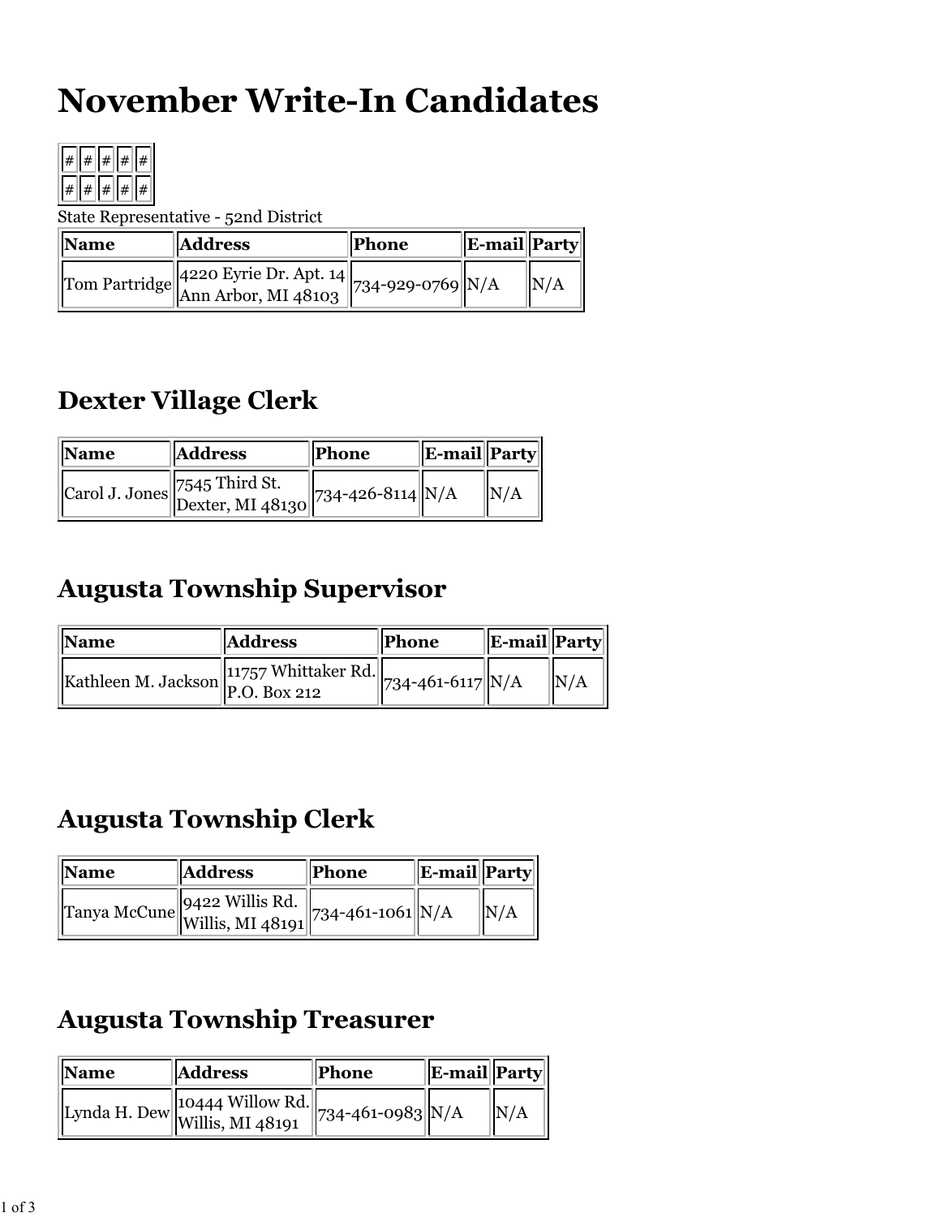# November Write-In Candidates

| # | # | # | # | # |
| --- | --- | --- | --- | --- |
| # | # | # | # | # |

State Representative - 52nd District

| Name | Address | Phone | E-mail | Party |
| --- | --- | --- | --- | --- |
| Tom Partridge | 4220 Eyrie Dr. Apt. 14 Ann Arbor, MI 48103 | 734-929-0769 | N/A | N/A |

## Dexter Village Clerk

| Name | Address | Phone | E-mail | Party |
| --- | --- | --- | --- | --- |
| Carol J. Jones | 7545 Third St. Dexter, MI 48130 | 734-426-8114 | N/A | N/A |

## Augusta Township Supervisor

| Name | Address | Phone | E-mail | Party |
| --- | --- | --- | --- | --- |
| Kathleen M. Jackson | 11757 Whittaker Rd. P.O. Box 212 | 734-461-6117 | N/A | N/A |

## Augusta Township Clerk

| Name | Address | Phone | E-mail | Party |
| --- | --- | --- | --- | --- |
| Tanya McCune | 9422 Willis Rd. Willis, MI 48191 | 734-461-1061 | N/A | N/A |

## Augusta Township Treasurer

| Name | Address | Phone | E-mail | Party |
| --- | --- | --- | --- | --- |
| Lynda H. Dew | 10444 Willow Rd. Willis, MI 48191 | 734-461-0983 | N/A | N/A |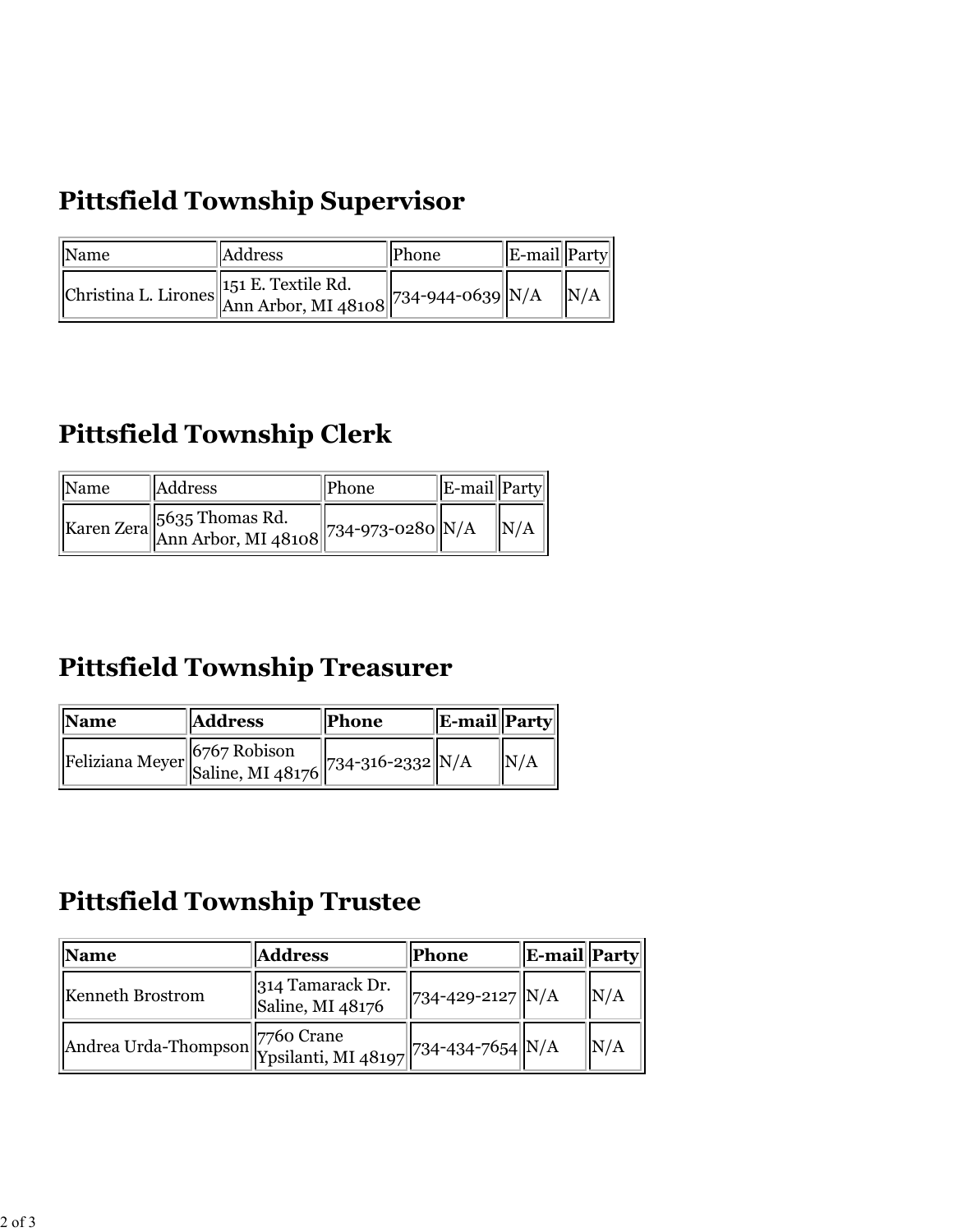## Pittsfield Township Supervisor

| Name | Address | Phone | E-mail | Party |
|---|---|---|---|---|
| Christina L. Lirones | 151 E. Textile Rd. Ann Arbor, MI 48108 | 734-944-0639 | N/A | N/A |

## Pittsfield Township Clerk

| Name | Address | Phone | E-mail | Party |
|---|---|---|---|---|
| Karen Zera | 5635 Thomas Rd. Ann Arbor, MI 48108 | 734-973-0280 | N/A | N/A |

## Pittsfield Township Treasurer

| **Name** | **Address** | **Phone** | **E-mail** | **Party** |
|---|---|---|---|---|
| Feliziana Meyer | 6767 Robison Saline, MI 48176 | 734-316-2332 | N/A | N/A |

## Pittsfield Township Trustee

| **Name** | **Address** | **Phone** | **E-mail** | **Party** |
|---|---|---|---|---|
| Kenneth Brostrom | 314 Tamarack Dr. Saline, MI 48176 | 734-429-2127 | N/A | N/A |
| Andrea Urda-Thompson | 7760 Crane Ypsilanti, MI 48197 | 734-434-7654 | N/A | N/A |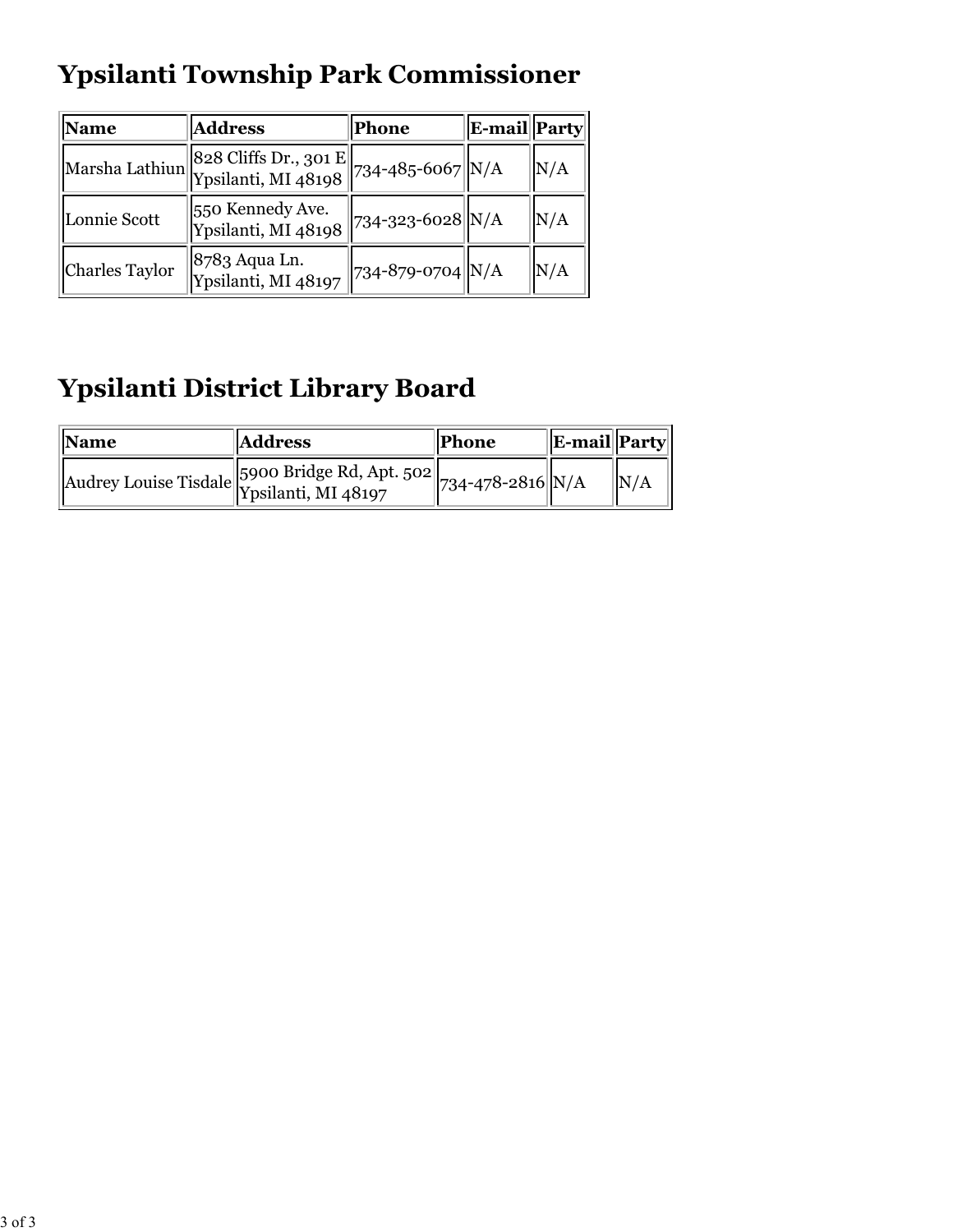## Ypsilanti Township Park Commissioner

| Name | Address | Phone | E-mail | Party |
| --- | --- | --- | --- | --- |
| Marsha Lathiun | 828 Cliffs Dr., 301 E Ypsilanti, MI 48198 | 734-485-6067 | N/A | N/A |
| Lonnie Scott | 550 Kennedy Ave. Ypsilanti, MI 48198 | 734-323-6028 | N/A | N/A |
| Charles Taylor | 8783 Aqua Ln. Ypsilanti, MI 48197 | 734-879-0704 | N/A | N/A |

## Ypsilanti District Library Board

| Name | Address | Phone | E-mail | Party |
| --- | --- | --- | --- | --- |
| Audrey Louise Tisdale | 5900 Bridge Rd, Apt. 502 Ypsilanti, MI 48197 | 734-478-2816 | N/A | N/A |